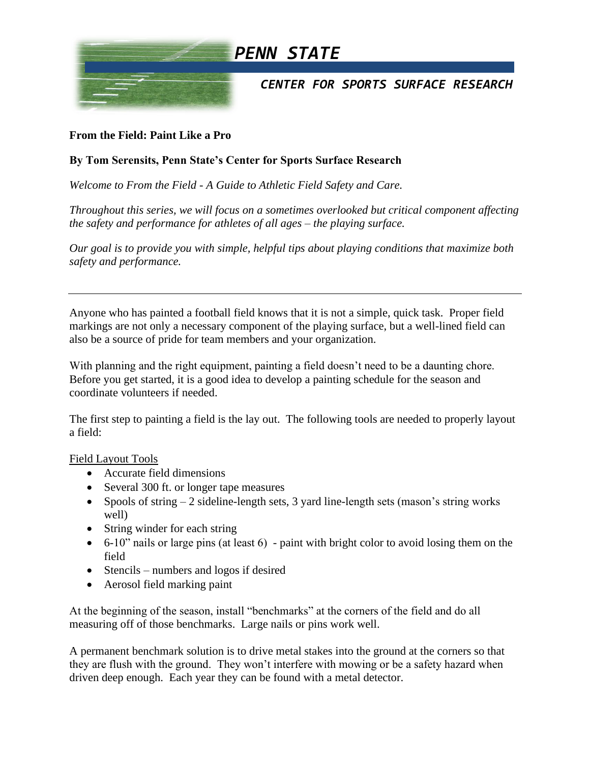# PENN STATE

## CENTER FOR SPORTS SURFACE RESEARCH

**From the Field: Paint Like a Pro**

**By Tom Serensits, Penn State's Center for Sports Surface Research**

*Welcome to From the Field - A Guide to Athletic Field Safety and Care.*

*Throughout this series, we will focus on a sometimes overlooked but critical component affecting the safety and performance for athletes of all ages – the playing surface.*

*Our goal is to provide you with simple, helpful tips about playing conditions that maximize both safety and performance.*

---

Anyone who has painted a football field knows that it is not a simple, quick task. Proper field markings are not only a necessary component of the playing surface, but a well-lined field can also be a source of pride for team members and your organization.

With planning and the right equipment, painting a field doesn't need to be a daunting chore. Before you get started, it is a good idea to develop a painting schedule for the season and coordinate volunteers if needed.

The first step to painting a field is the lay out. The following tools are needed to properly layout a field:

Field Layout Tools

- Accurate field dimensions
- Several 300 ft. or longer tape measures
- Spools of string – 2 sideline-length sets, 3 yard line-length sets (mason's string works well)
- String winder for each string
- 6-10" nails or large pins (at least 6) - paint with bright color to avoid losing them on the field
- Stencils – numbers and logos if desired
- Aerosol field marking paint

At the beginning of the season, install "benchmarks" at the corners of the field and do all measuring off of those benchmarks. Large nails or pins work well.

A permanent benchmark solution is to drive metal stakes into the ground at the corners so that they are flush with the ground. They won't interfere with mowing or be a safety hazard when driven deep enough. Each year they can be found with a metal detector.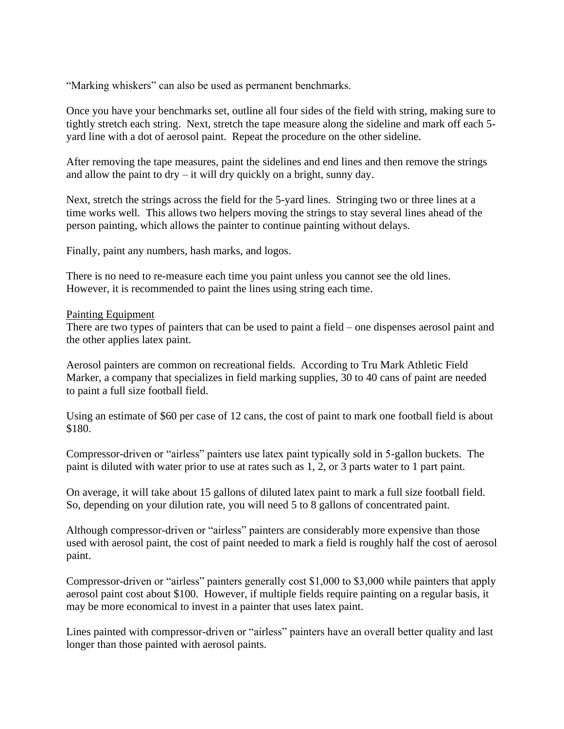"Marking whiskers" can also be used as permanent benchmarks.

Once you have your benchmarks set, outline all four sides of the field with string, making sure to tightly stretch each string. Next, stretch the tape measure along the sideline and mark off each 5-yard line with a dot of aerosol paint. Repeat the procedure on the other sideline.

After removing the tape measures, paint the sidelines and end lines and then remove the strings and allow the paint to dry – it will dry quickly on a bright, sunny day.

Next, stretch the strings across the field for the 5-yard lines. Stringing two or three lines at a time works well. This allows two helpers moving the strings to stay several lines ahead of the person painting, which allows the painter to continue painting without delays.

Finally, paint any numbers, hash marks, and logos.

There is no need to re-measure each time you paint unless you cannot see the old lines. However, it is recommended to paint the lines using string each time.

<u>Painting Equipment</u>

There are two types of painters that can be used to paint a field – one dispenses aerosol paint and the other applies latex paint.

Aerosol painters are common on recreational fields. According to Tru Mark Athletic Field Marker, a company that specializes in field marking supplies, 30 to 40 cans of paint are needed to paint a full size football field.

Using an estimate of $60 per case of 12 cans, the cost of paint to mark one football field is about $180.

Compressor-driven or "airless" painters use latex paint typically sold in 5-gallon buckets. The paint is diluted with water prior to use at rates such as 1, 2, or 3 parts water to 1 part paint.

On average, it will take about 15 gallons of diluted latex paint to mark a full size football field. So, depending on your dilution rate, you will need 5 to 8 gallons of concentrated paint.

Although compressor-driven or "airless" painters are considerably more expensive than those used with aerosol paint, the cost of paint needed to mark a field is roughly half the cost of aerosol paint.

Compressor-driven or "airless" painters generally cost $1,000 to $3,000 while painters that apply aerosol paint cost about $100. However, if multiple fields require painting on a regular basis, it may be more economical to invest in a painter that uses latex paint.

Lines painted with compressor-driven or "airless" painters have an overall better quality and last longer than those painted with aerosol paints.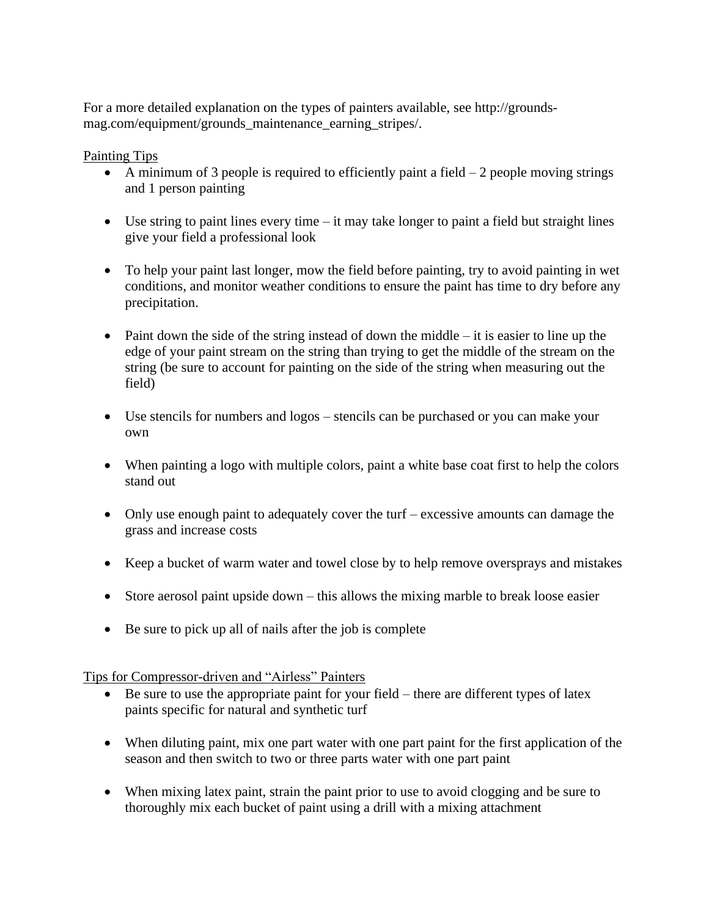For a more detailed explanation on the types of painters available, see http://grounds-mag.com/equipment/grounds_maintenance_earning_stripes/.

Painting Tips

- A minimum of 3 people is required to efficiently paint a field – 2 people moving strings and 1 person painting
- Use string to paint lines every time – it may take longer to paint a field but straight lines give your field a professional look
- To help your paint last longer, mow the field before painting, try to avoid painting in wet conditions, and monitor weather conditions to ensure the paint has time to dry before any precipitation.
- Paint down the side of the string instead of down the middle – it is easier to line up the edge of your paint stream on the string than trying to get the middle of the stream on the string (be sure to account for painting on the side of the string when measuring out the field)
- Use stencils for numbers and logos – stencils can be purchased or you can make your own
- When painting a logo with multiple colors, paint a white base coat first to help the colors stand out
- Only use enough paint to adequately cover the turf – excessive amounts can damage the grass and increase costs
- Keep a bucket of warm water and towel close by to help remove oversprays and mistakes
- Store aerosol paint upside down – this allows the mixing marble to break loose easier
- Be sure to pick up all of nails after the job is complete

Tips for Compressor-driven and "Airless" Painters

- Be sure to use the appropriate paint for your field – there are different types of latex paints specific for natural and synthetic turf
- When diluting paint, mix one part water with one part paint for the first application of the season and then switch to two or three parts water with one part paint
- When mixing latex paint, strain the paint prior to use to avoid clogging and be sure to thoroughly mix each bucket of paint using a drill with a mixing attachment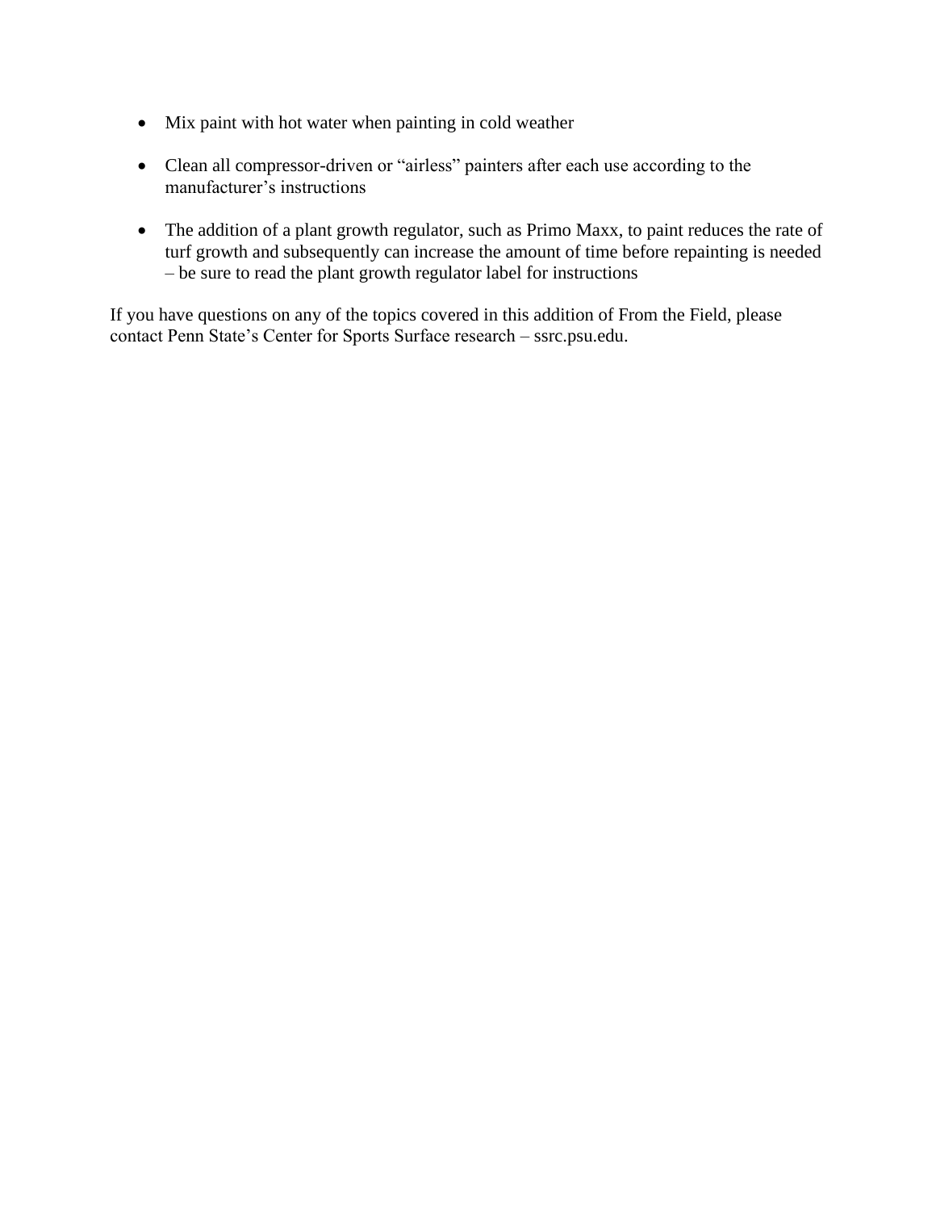- Mix paint with hot water when painting in cold weather
- Clean all compressor-driven or “airless” painters after each use according to the manufacturer’s instructions
- The addition of a plant growth regulator, such as Primo Maxx, to paint reduces the rate of turf growth and subsequently can increase the amount of time before repainting is needed – be sure to read the plant growth regulator label for instructions

If you have questions on any of the topics covered in this addition of From the Field, please contact Penn State’s Center for Sports Surface research – ssrc.psu.edu.